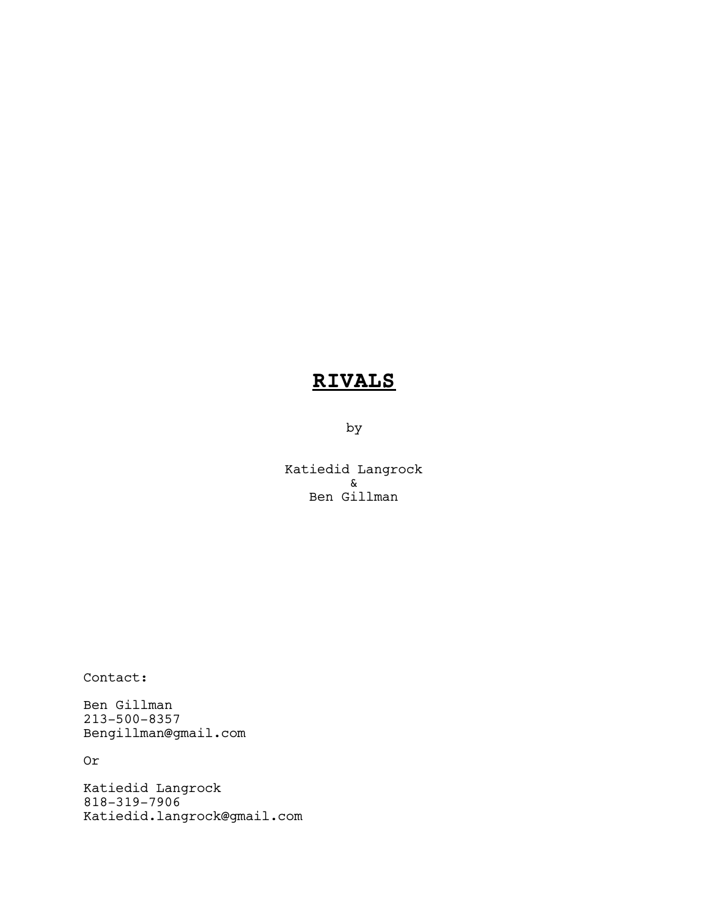# **RIVALS**

by

Katiedid Langrock
&
Ben Gillman

Contact:

Ben Gillman
213-500-8357
Bengillman@gmail.com

Or

Katiedid Langrock
818-319-7906
Katiedid.langrock@gmail.com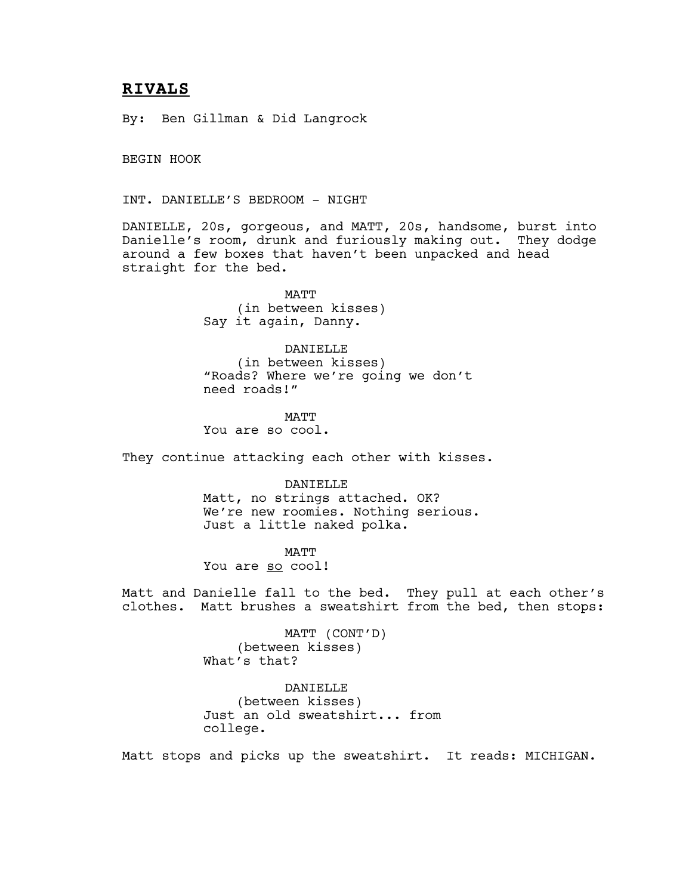# **RIVALS**

By: Ben Gillman & Did Langrock

BEGIN HOOK

INT. DANIELLE'S BEDROOM - NIGHT

DANIELLE, 20s, gorgeous, and MATT, 20s, handsome, burst into Danielle's room, drunk and furiously making out. They dodge around a few boxes that haven't been unpacked and head straight for the bed.

MATT
(in between kisses)
Say it again, Danny.

DANIELLE
(in between kisses)
"Roads? Where we're going we don't need roads!"

MATT
You are so cool.

They continue attacking each other with kisses.

DANIELLE
Matt, no strings attached. OK? We're new roomies. Nothing serious. Just a little naked polka.

MATT
You are <u>so</u> cool!

Matt and Danielle fall to the bed. They pull at each other's clothes. Matt brushes a sweatshirt from the bed, then stops:

MATT (CONT'D)
(between kisses)
What's that?

DANIELLE
(between kisses)
Just an old sweatshirt... from college.

Matt stops and picks up the sweatshirt. It reads: MICHIGAN.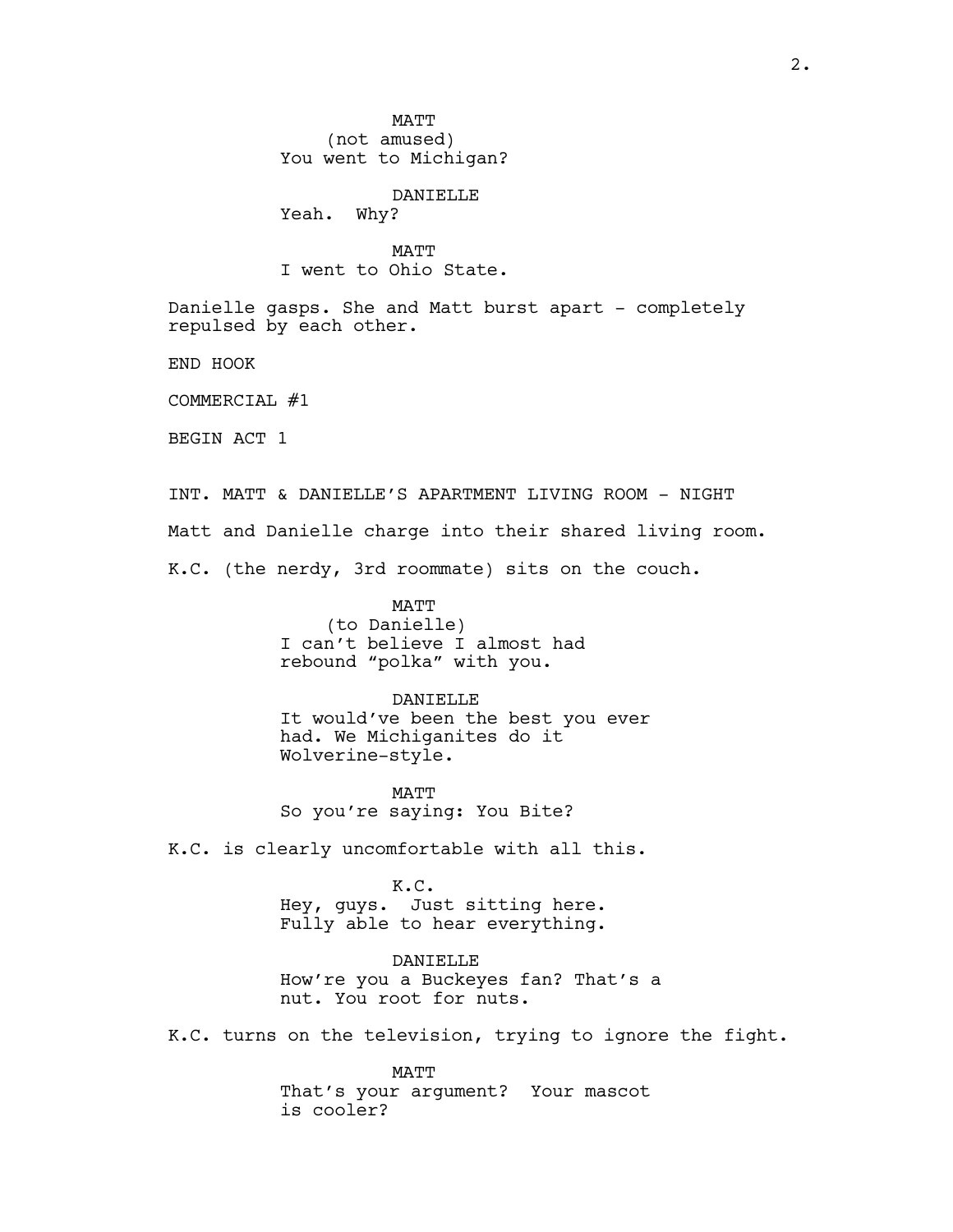MATT
(not amused)
You went to Michigan?

DANIELLE
Yeah. Why?

MATT
I went to Ohio State.

Danielle gasps. She and Matt burst apart - completely repulsed by each other.

END HOOK

COMMERCIAL #1

BEGIN ACT 1

INT. MATT & DANIELLE'S APARTMENT LIVING ROOM - NIGHT

Matt and Danielle charge into their shared living room.

K.C. (the nerdy, 3rd roommate) sits on the couch.

MATT
(to Danielle)
I can't believe I almost had rebound "polka" with you.

DANIELLE
It would've been the best you ever had. We Michiganites do it Wolverine-style.

MATT
So you're saying: You Bite?

K.C. is clearly uncomfortable with all this.

K.C.
Hey, guys. Just sitting here. Fully able to hear everything.

DANIELLE
How're you a Buckeyes fan? That's a nut. You root for nuts.

K.C. turns on the television, trying to ignore the fight.

MATT
That's your argument? Your mascot is cooler?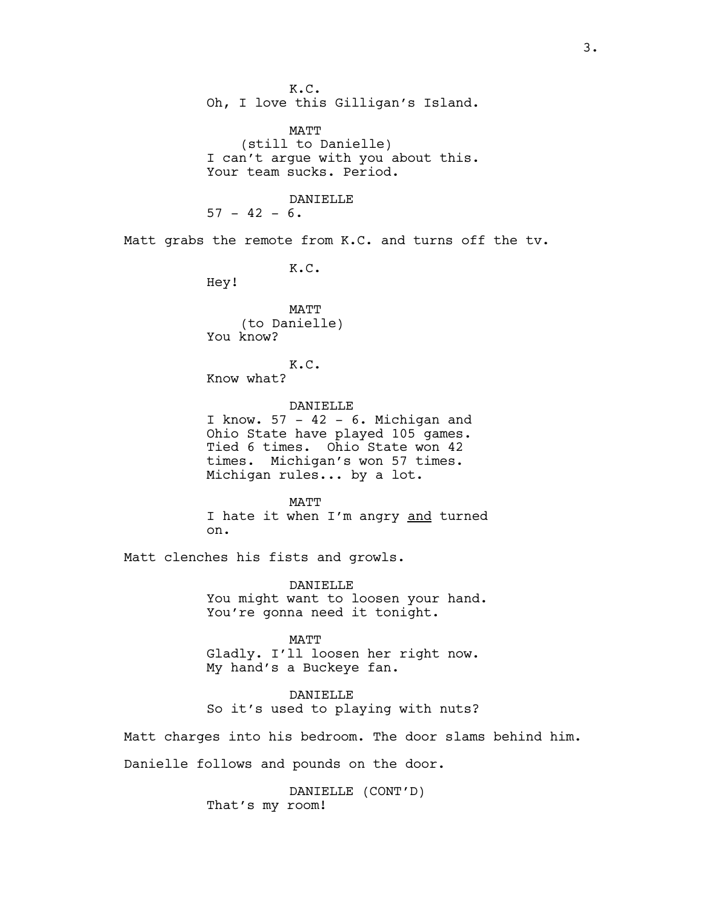K.C.
Oh, I love this Gilligan's Island.

MATT
(still to Danielle)
I can't argue with you about this.
Your team sucks. Period.

DANIELLE
57 - 42 - 6.

Matt grabs the remote from K.C. and turns off the tv.

K.C.
Hey!

MATT
(to Danielle)
You know?

K.C.
Know what?

DANIELLE
I know. 57 - 42 - 6. Michigan and
Ohio State have played 105 games.
Tied 6 times. Ohio State won 42
times. Michigan's won 57 times.
Michigan rules... by a lot.

MATT
I hate it when I'm angry <u>and</u> turned
on.

Matt clenches his fists and growls.

DANIELLE
You might want to loosen your hand.
You're gonna need it tonight.

MATT
Gladly. I'll loosen her right now.
My hand's a Buckeye fan.

DANIELLE
So it's used to playing with nuts?

Matt charges into his bedroom. The door slams behind him.

Danielle follows and pounds on the door.

DANIELLE (CONT'D)
That's my room!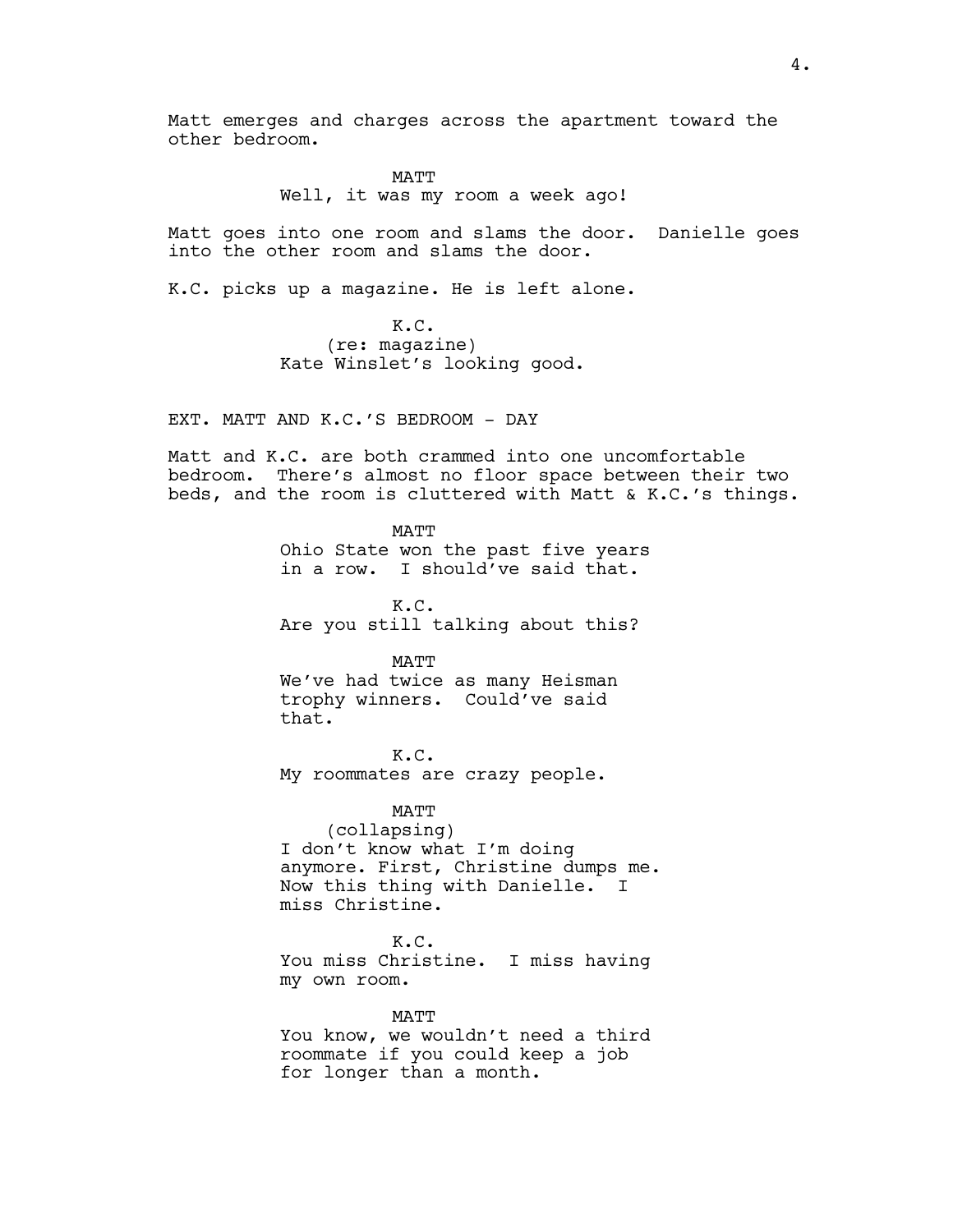Matt emerges and charges across the apartment toward the other bedroom.

MATT
Well, it was my room a week ago!

Matt goes into one room and slams the door. Danielle goes into the other room and slams the door.

K.C. picks up a magazine. He is left alone.

K.C.
(re: magazine)
Kate Winslet's looking good.

EXT. MATT AND K.C.'S BEDROOM - DAY

Matt and K.C. are both crammed into one uncomfortable bedroom. There's almost no floor space between their two beds, and the room is cluttered with Matt & K.C.'s things.

MATT
Ohio State won the past five years in a row. I should've said that.

K.C.
Are you still talking about this?

MATT
We've had twice as many Heisman trophy winners. Could've said that.

K.C.
My roommates are crazy people.

MATT
(collapsing)
I don't know what I'm doing anymore. First, Christine dumps me. Now this thing with Danielle. I miss Christine.

K.C.
You miss Christine. I miss having my own room.

MATT
You know, we wouldn't need a third roommate if you could keep a job for longer than a month.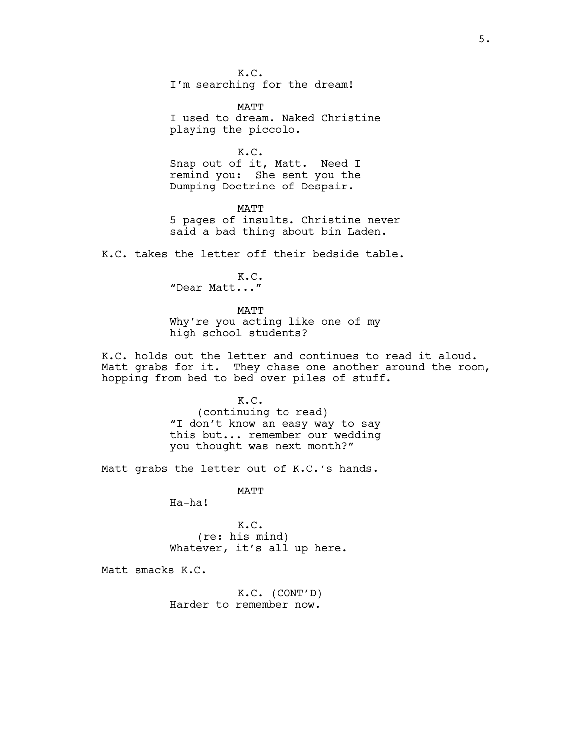K.C.
I'm searching for the dream!

MATT
I used to dream. Naked Christine playing the piccolo.

K.C.
Snap out of it, Matt.  Need I remind you:  She sent you the Dumping Doctrine of Despair.

MATT
5 pages of insults. Christine never said a bad thing about bin Laden.

K.C. takes the letter off their bedside table.

K.C.
"Dear Matt..."

MATT
Why're you acting like one of my high school students?

K.C. holds out the letter and continues to read it aloud. Matt grabs for it.  They chase one another around the room, hopping from bed to bed over piles of stuff.

K.C.
(continuing to read)
"I don't know an easy way to say this but... remember our wedding you thought was next month?"

Matt grabs the letter out of K.C.'s hands.

MATT
Ha-ha!

K.C.
(re: his mind)
Whatever, it's all up here.

Matt smacks K.C.

K.C. (CONT'D)
Harder to remember now.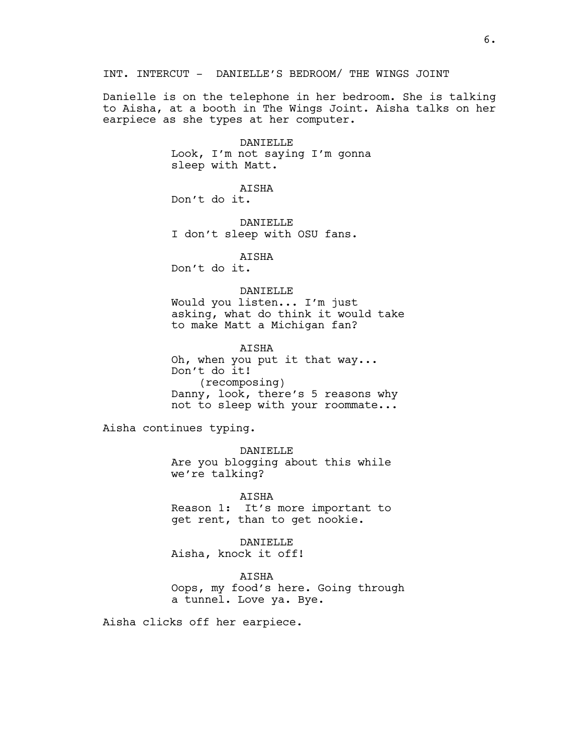INT. INTERCUT - DANIELLE'S BEDROOM/ THE WINGS JOINT

Danielle is on the telephone in her bedroom. She is talking to Aisha, at a booth in The Wings Joint. Aisha talks on her earpiece as she types at her computer.

DANIELLE
Look, I'm not saying I'm gonna sleep with Matt.

AISHA
Don't do it.

DANIELLE
I don't sleep with OSU fans.

AISHA
Don't do it.

DANIELLE
Would you listen... I'm just asking, what do think it would take to make Matt a Michigan fan?

AISHA
Oh, when you put it that way... Don't do it!
(recomposing)
Danny, look, there's 5 reasons why not to sleep with your roommate...

Aisha continues typing.

DANIELLE
Are you blogging about this while we're talking?

AISHA
Reason 1: It's more important to get rent, than to get nookie.

DANIELLE
Aisha, knock it off!

AISHA
Oops, my food's here. Going through a tunnel. Love ya. Bye.

Aisha clicks off her earpiece.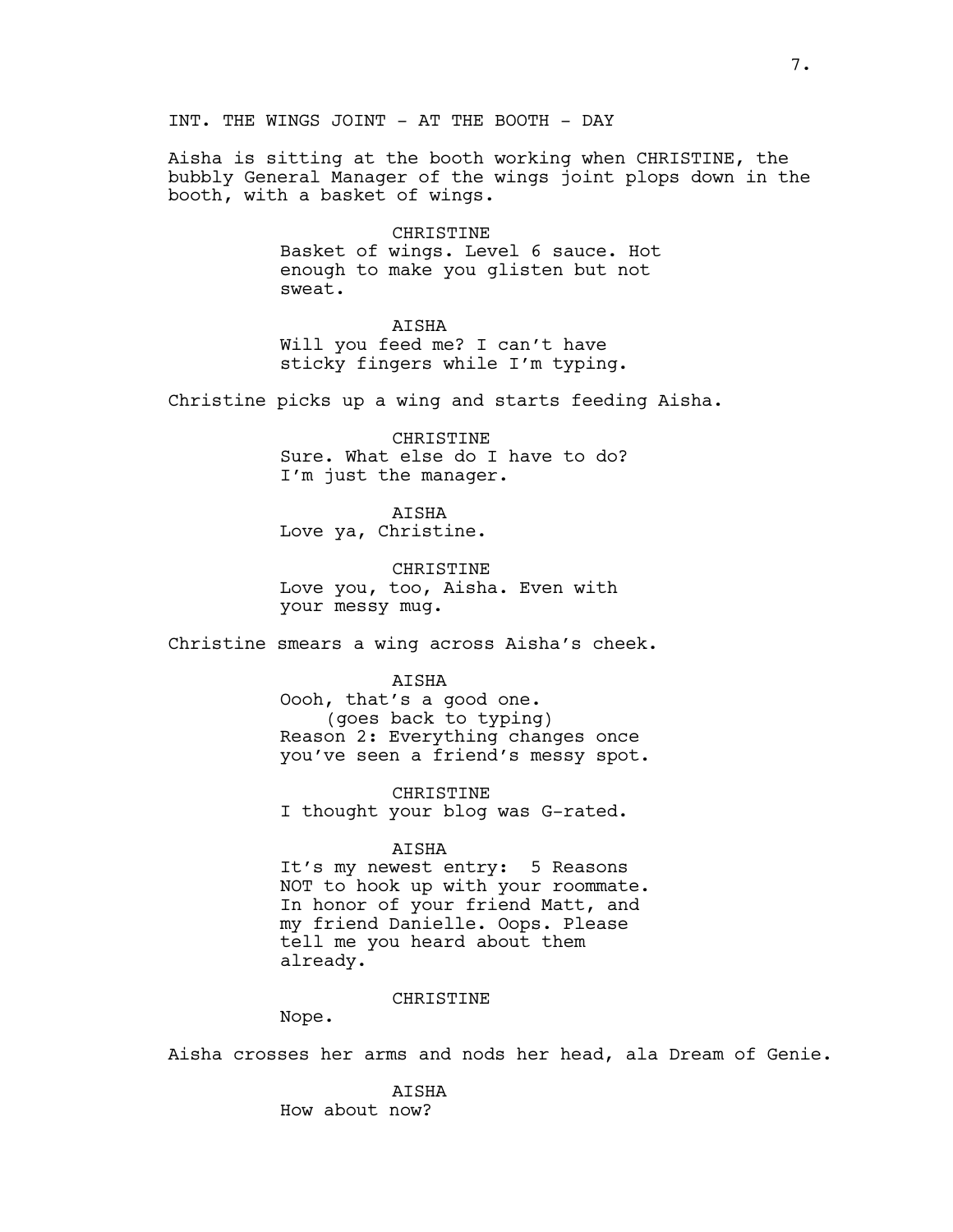INT. THE WINGS JOINT - AT THE BOOTH - DAY

Aisha is sitting at the booth working when CHRISTINE, the bubbly General Manager of the wings joint plops down in the booth, with a basket of wings.

CHRISTINE
Basket of wings. Level 6 sauce. Hot enough to make you glisten but not sweat.

AISHA
Will you feed me? I can't have sticky fingers while I'm typing.

Christine picks up a wing and starts feeding Aisha.

CHRISTINE
Sure. What else do I have to do? I'm just the manager.

AISHA
Love ya, Christine.

CHRISTINE
Love you, too, Aisha. Even with your messy mug.

Christine smears a wing across Aisha's cheek.

AISHA
Oooh, that's a good one.
(goes back to typing)
Reason 2: Everything changes once you've seen a friend's messy spot.

CHRISTINE
I thought your blog was G-rated.

AISHA
It's my newest entry: 5 Reasons NOT to hook up with your roommate. In honor of your friend Matt, and my friend Danielle. Oops. Please tell me you heard about them already.

CHRISTINE
Nope.

Aisha crosses her arms and nods her head, ala Dream of Genie.

AISHA
How about now?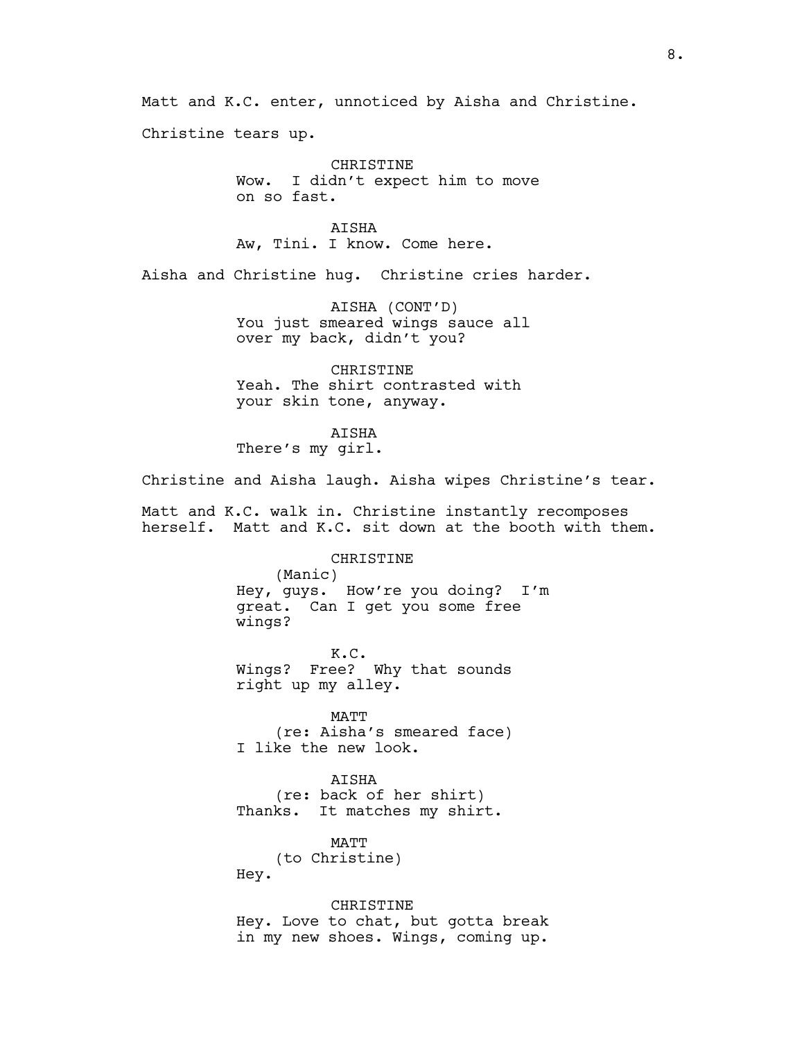Matt and K.C. enter, unnoticed by Aisha and Christine.

Christine tears up.

CHRISTINE
Wow. I didn't expect him to move on so fast.

AISHA
Aw, Tini. I know. Come here.

Aisha and Christine hug. Christine cries harder.

AISHA (CONT'D)
You just smeared wings sauce all over my back, didn't you?

CHRISTINE
Yeah. The shirt contrasted with your skin tone, anyway.

AISHA
There's my girl.

Christine and Aisha laugh. Aisha wipes Christine's tear.

Matt and K.C. walk in. Christine instantly recomposes herself. Matt and K.C. sit down at the booth with them.

CHRISTINE
(Manic)
Hey, guys. How're you doing? I'm great. Can I get you some free wings?

K.C.
Wings? Free? Why that sounds right up my alley.

MATT
(re: Aisha's smeared face)
I like the new look.

AISHA
(re: back of her shirt)
Thanks. It matches my shirt.

MATT
(to Christine)
Hey.

CHRISTINE
Hey. Love to chat, but gotta break in my new shoes. Wings, coming up.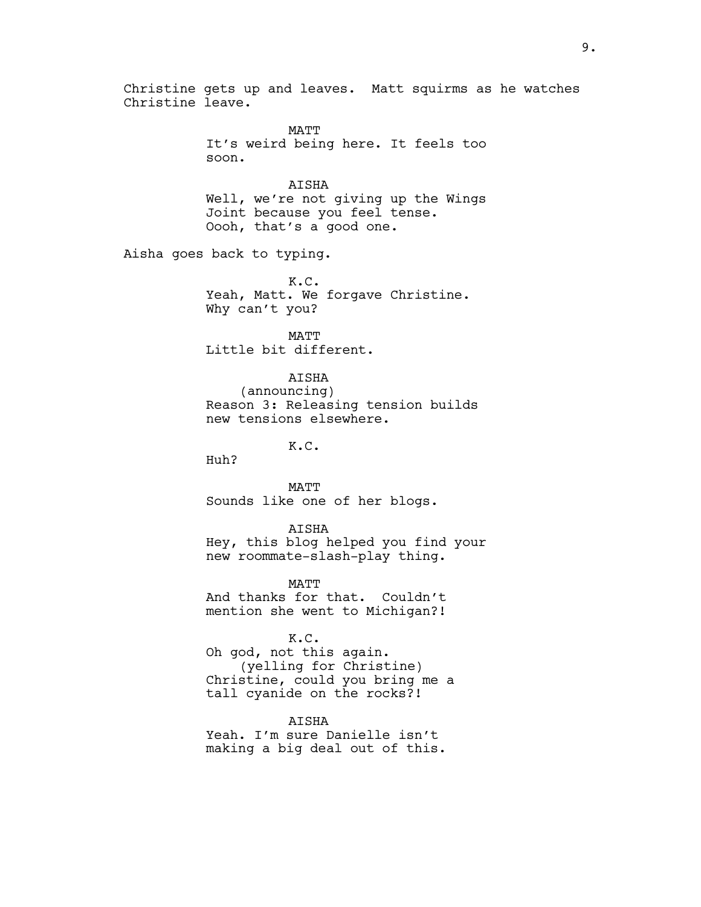Christine gets up and leaves. Matt squirms as he watches Christine leave.

MATT
It's weird being here. It feels too soon.

AISHA
Well, we're not giving up the Wings Joint because you feel tense. Oooh, that's a good one.

Aisha goes back to typing.

K.C.
Yeah, Matt. We forgave Christine. Why can't you?

MATT
Little bit different.

AISHA
(announcing)
Reason 3: Releasing tension builds new tensions elsewhere.

K.C.
Huh?

MATT
Sounds like one of her blogs.

AISHA
Hey, this blog helped you find your new roommate-slash-play thing.

MATT
And thanks for that. Couldn't mention she went to Michigan?!

K.C.
Oh god, not this again.
(yelling for Christine)
Christine, could you bring me a tall cyanide on the rocks?!

AISHA
Yeah. I'm sure Danielle isn't making a big deal out of this.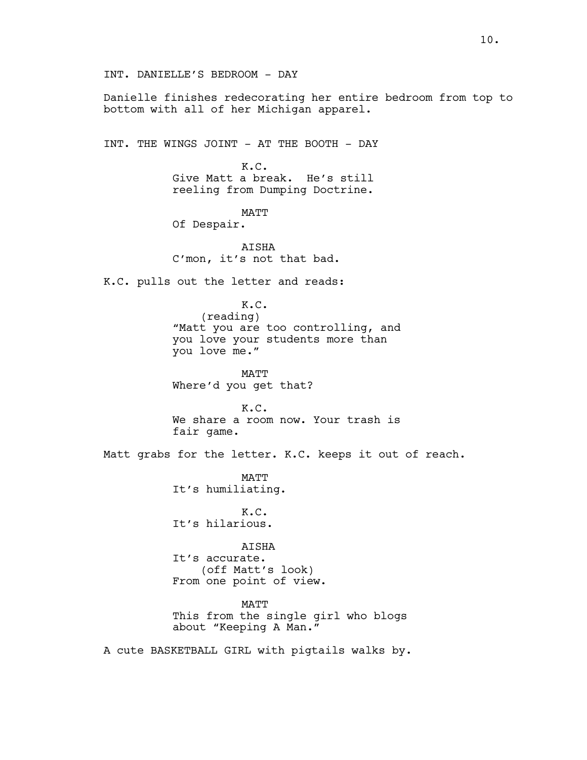INT. DANIELLE'S BEDROOM - DAY

Danielle finishes redecorating her entire bedroom from top to bottom with all of her Michigan apparel.

INT. THE WINGS JOINT - AT THE BOOTH - DAY

K.C.
Give Matt a break. He's still reeling from Dumping Doctrine.

MATT
Of Despair.

AISHA
C'mon, it's not that bad.

K.C. pulls out the letter and reads:

K.C.
(reading)
"Matt you are too controlling, and you love your students more than you love me."

MATT
Where'd you get that?

K.C.
We share a room now. Your trash is fair game.

Matt grabs for the letter. K.C. keeps it out of reach.

MATT
It's humiliating.

K.C.
It's hilarious.

AISHA
It's accurate.
(off Matt's look)
From one point of view.

MATT
This from the single girl who blogs about "Keeping A Man."

A cute BASKETBALL GIRL with pigtails walks by.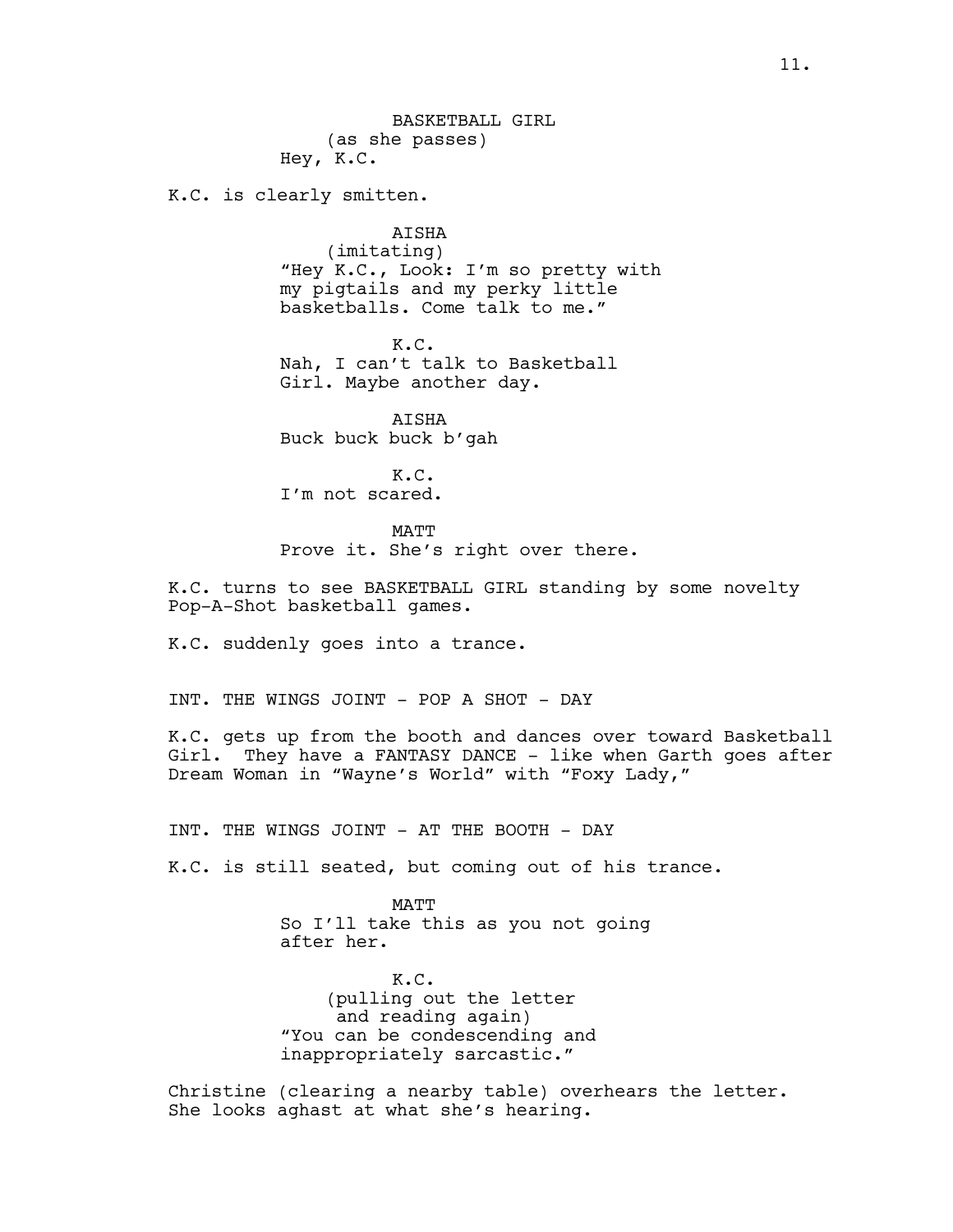BASKETBALL GIRL
(as she passes)
Hey, K.C.

K.C. is clearly smitten.

AISHA
(imitating)
"Hey K.C., Look: I'm so pretty with my pigtails and my perky little basketballs. Come talk to me."

K.C.
Nah, I can't talk to Basketball Girl. Maybe another day.

AISHA
Buck buck buck b'gah

K.C.
I'm not scared.

MATT
Prove it. She's right over there.

K.C. turns to see BASKETBALL GIRL standing by some novelty Pop-A-Shot basketball games.

K.C. suddenly goes into a trance.

INT. THE WINGS JOINT - POP A SHOT - DAY

K.C. gets up from the booth and dances over toward Basketball Girl. They have a FANTASY DANCE - like when Garth goes after Dream Woman in "Wayne's World" with "Foxy Lady,"

INT. THE WINGS JOINT - AT THE BOOTH - DAY

K.C. is still seated, but coming out of his trance.

MATT
So I'll take this as you not going after her.

K.C.
(pulling out the letter and reading again)
"You can be condescending and inappropriately sarcastic."

Christine (clearing a nearby table) overhears the letter. She looks aghast at what she's hearing.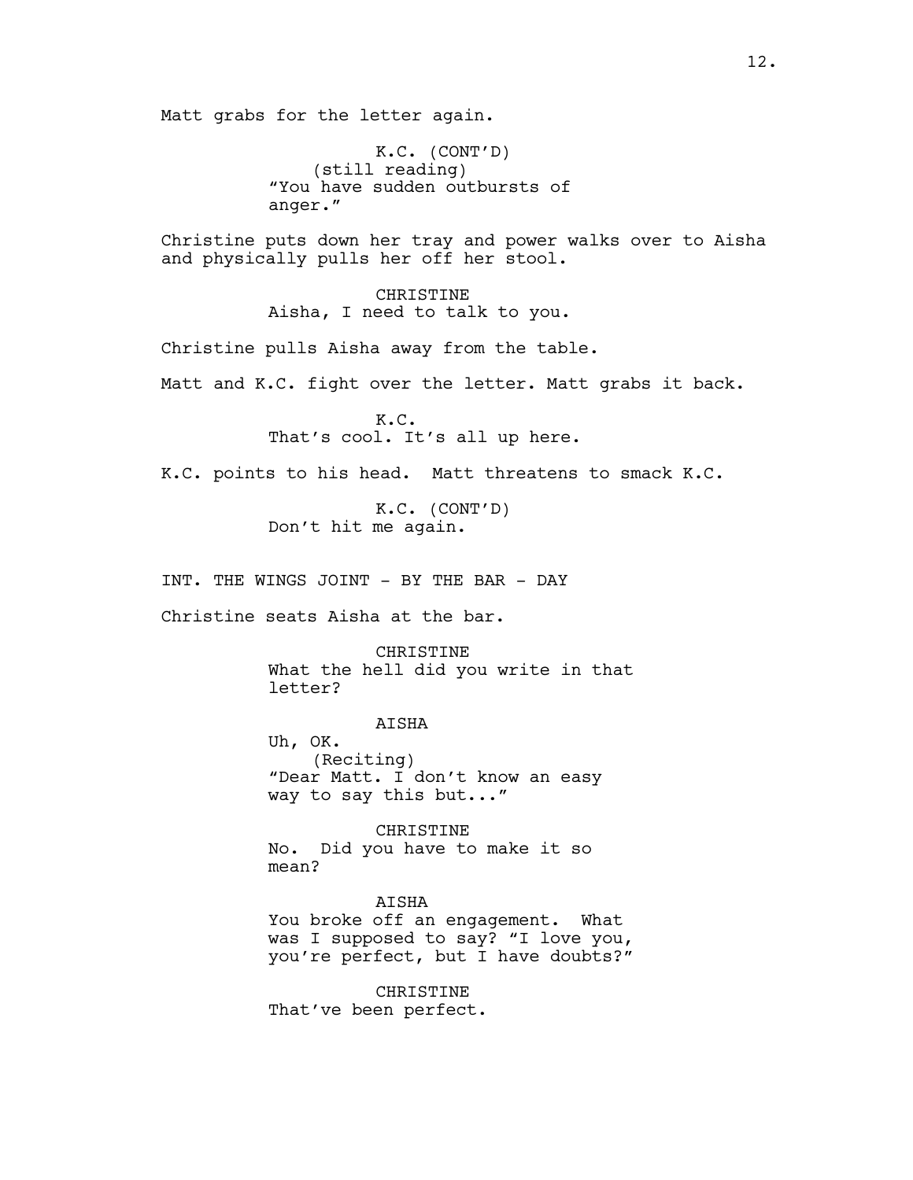Matt grabs for the letter again.

K.C. (CONT'D)
(still reading)
"You have sudden outbursts of anger."

Christine puts down her tray and power walks over to Aisha and physically pulls her off her stool.

CHRISTINE
Aisha, I need to talk to you.

Christine pulls Aisha away from the table.

Matt and K.C. fight over the letter. Matt grabs it back.

K.C.
That's cool. It's all up here.

K.C. points to his head. Matt threatens to smack K.C.

K.C. (CONT'D)
Don't hit me again.

INT. THE WINGS JOINT - BY THE BAR - DAY

Christine seats Aisha at the bar.

CHRISTINE
What the hell did you write in that letter?

AISHA
Uh, OK.
(Reciting)
"Dear Matt. I don't know an easy way to say this but..."

CHRISTINE
No. Did you have to make it so mean?

AISHA
You broke off an engagement. What was I supposed to say? "I love you, you're perfect, but I have doubts?"

CHRISTINE
That've been perfect.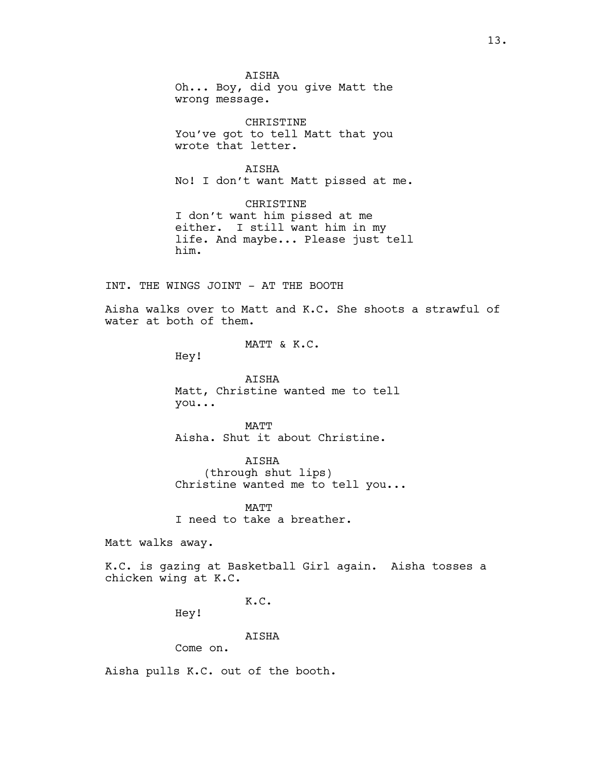AISHA
Oh... Boy, did you give Matt the wrong message.

CHRISTINE
You've got to tell Matt that you wrote that letter.

AISHA
No! I don't want Matt pissed at me.

CHRISTINE
I don't want him pissed at me either. I still want him in my life. And maybe... Please just tell him.

INT. THE WINGS JOINT - AT THE BOOTH

Aisha walks over to Matt and K.C. She shoots a strawful of water at both of them.

MATT & K.C.
Hey!

AISHA
Matt, Christine wanted me to tell you...

MATT
Aisha. Shut it about Christine.

AISHA
(through shut lips)
Christine wanted me to tell you...

MATT
I need to take a breather.

Matt walks away.

K.C. is gazing at Basketball Girl again. Aisha tosses a chicken wing at K.C.

K.C.
Hey!

AISHA
Come on.

Aisha pulls K.C. out of the booth.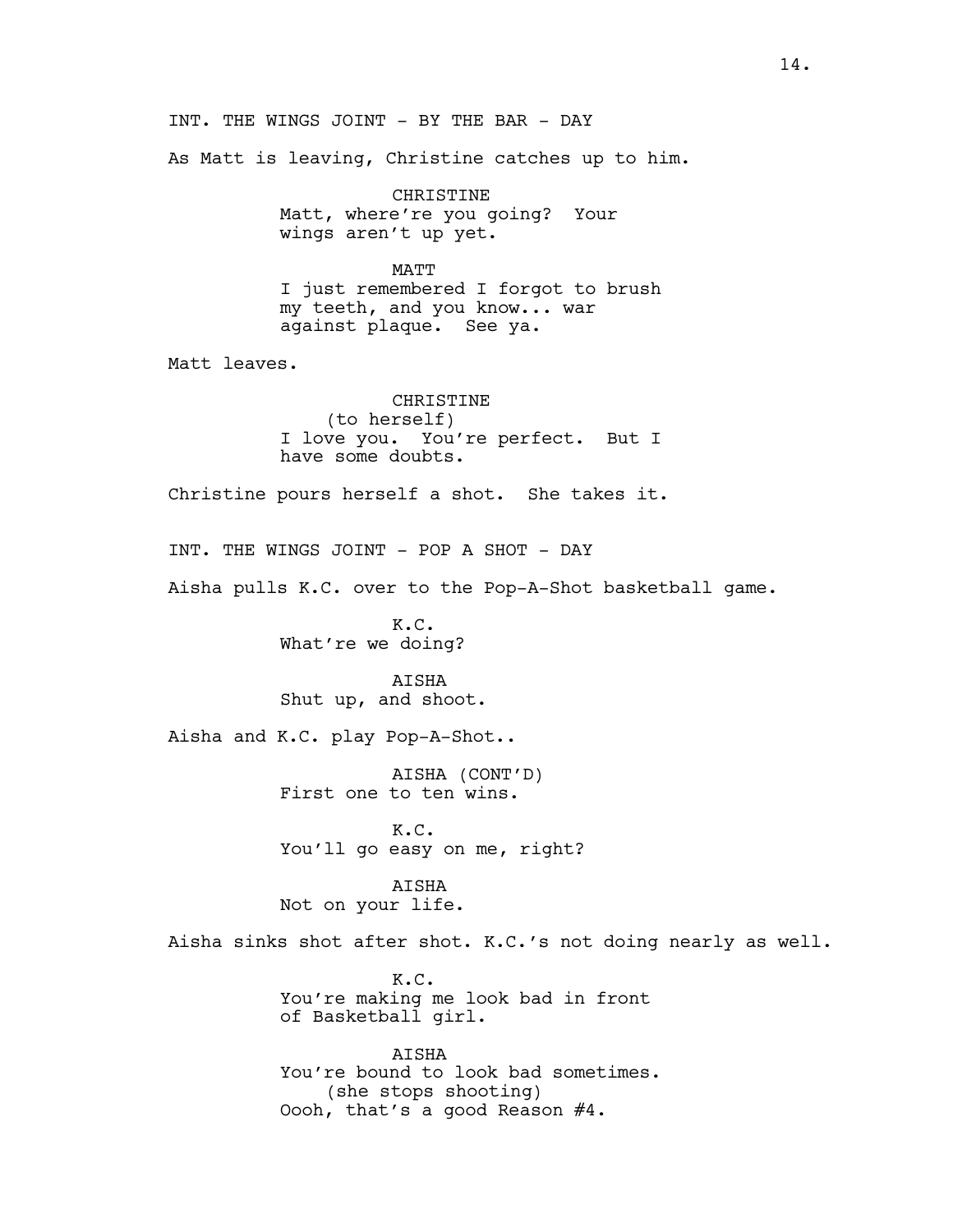INT. THE WINGS JOINT - BY THE BAR - DAY

As Matt is leaving, Christine catches up to him.

CHRISTINE
Matt, where're you going? Your wings aren't up yet.

MATT
I just remembered I forgot to brush my teeth, and you know... war against plaque. See ya.

Matt leaves.

CHRISTINE
(to herself)
I love you. You're perfect. But I have some doubts.

Christine pours herself a shot. She takes it.

INT. THE WINGS JOINT - POP A SHOT - DAY

Aisha pulls K.C. over to the Pop-A-Shot basketball game.

K.C.
What're we doing?

AISHA
Shut up, and shoot.

Aisha and K.C. play Pop-A-Shot..

AISHA (CONT'D)
First one to ten wins.

K.C.
You'll go easy on me, right?

AISHA
Not on your life.

Aisha sinks shot after shot. K.C.'s not doing nearly as well.

K.C.
You're making me look bad in front of Basketball girl.

AISHA
You're bound to look bad sometimes.
(she stops shooting)
Oooh, that's a good Reason #4.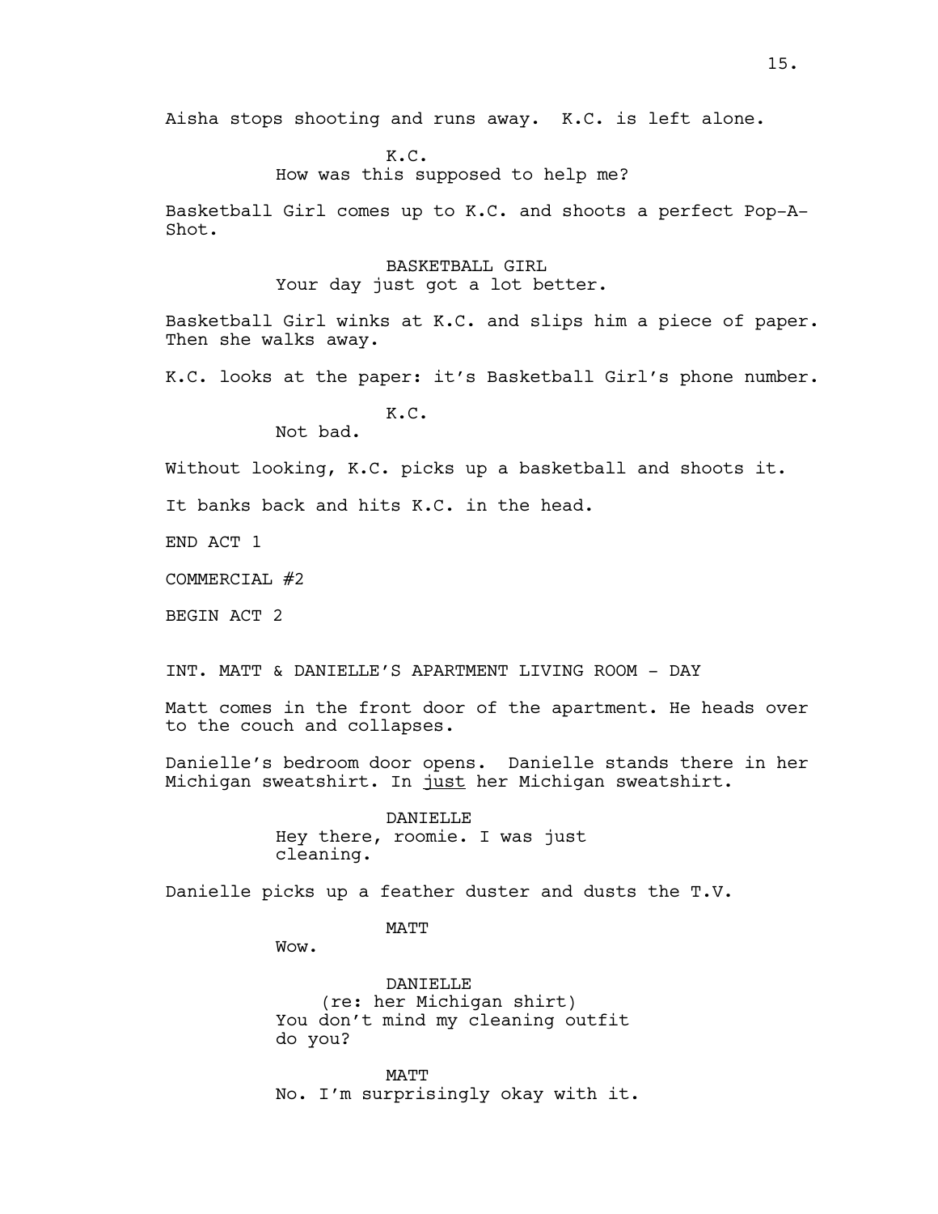Aisha stops shooting and runs away. K.C. is left alone.

K.C.
How was this supposed to help me?

Basketball Girl comes up to K.C. and shoots a perfect Pop-A-Shot.

BASKETBALL GIRL
Your day just got a lot better.

Basketball Girl winks at K.C. and slips him a piece of paper. Then she walks away.

K.C. looks at the paper: it's Basketball Girl's phone number.

K.C.
Not bad.

Without looking, K.C. picks up a basketball and shoots it.

It banks back and hits K.C. in the head.

END ACT 1

COMMERCIAL #2

BEGIN ACT 2

INT. MATT & DANIELLE'S APARTMENT LIVING ROOM - DAY

Matt comes in the front door of the apartment. He heads over to the couch and collapses.

Danielle's bedroom door opens. Danielle stands there in her Michigan sweatshirt. In <u>just</u> her Michigan sweatshirt.

DANIELLE
Hey there, roomie. I was just cleaning.

Danielle picks up a feather duster and dusts the T.V.

MATT
Wow.

DANIELLE
(re: her Michigan shirt)
You don't mind my cleaning outfit do you?

MATT
No. I'm surprisingly okay with it.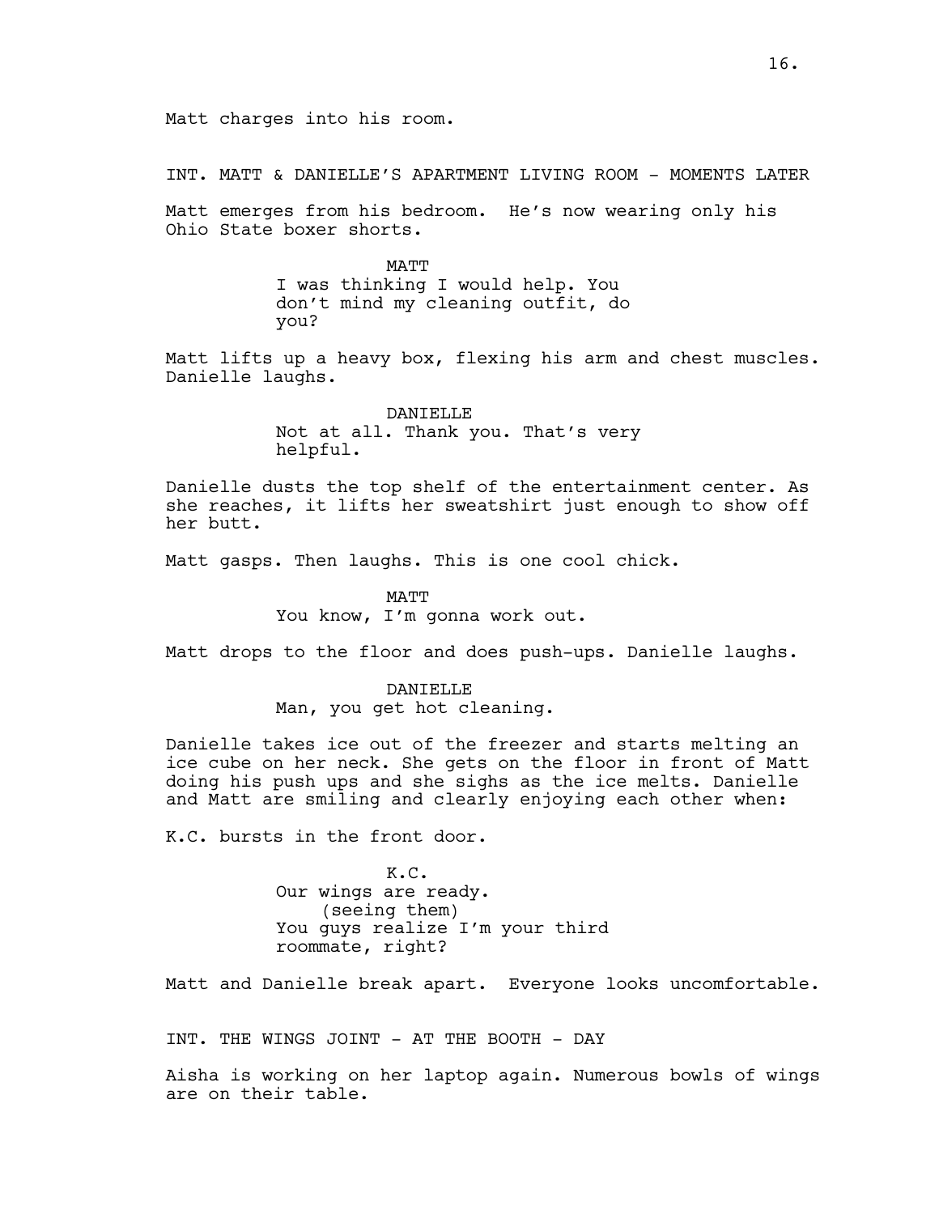Matt charges into his room.

INT. MATT & DANIELLE'S APARTMENT LIVING ROOM - MOMENTS LATER

Matt emerges from his bedroom. He's now wearing only his Ohio State boxer shorts.

MATT
I was thinking I would help. You don't mind my cleaning outfit, do you?

Matt lifts up a heavy box, flexing his arm and chest muscles. Danielle laughs.

DANIELLE
Not at all. Thank you. That's very helpful.

Danielle dusts the top shelf of the entertainment center. As she reaches, it lifts her sweatshirt just enough to show off her butt.

Matt gasps. Then laughs. This is one cool chick.

MATT
You know, I'm gonna work out.

Matt drops to the floor and does push-ups. Danielle laughs.

DANIELLE
Man, you get hot cleaning.

Danielle takes ice out of the freezer and starts melting an ice cube on her neck. She gets on the floor in front of Matt doing his push ups and she sighs as the ice melts. Danielle and Matt are smiling and clearly enjoying each other when:

K.C. bursts in the front door.

K.C.
Our wings are ready.
(seeing them)
You guys realize I'm your third roommate, right?

Matt and Danielle break apart. Everyone looks uncomfortable.

INT. THE WINGS JOINT - AT THE BOOTH - DAY

Aisha is working on her laptop again. Numerous bowls of wings are on their table.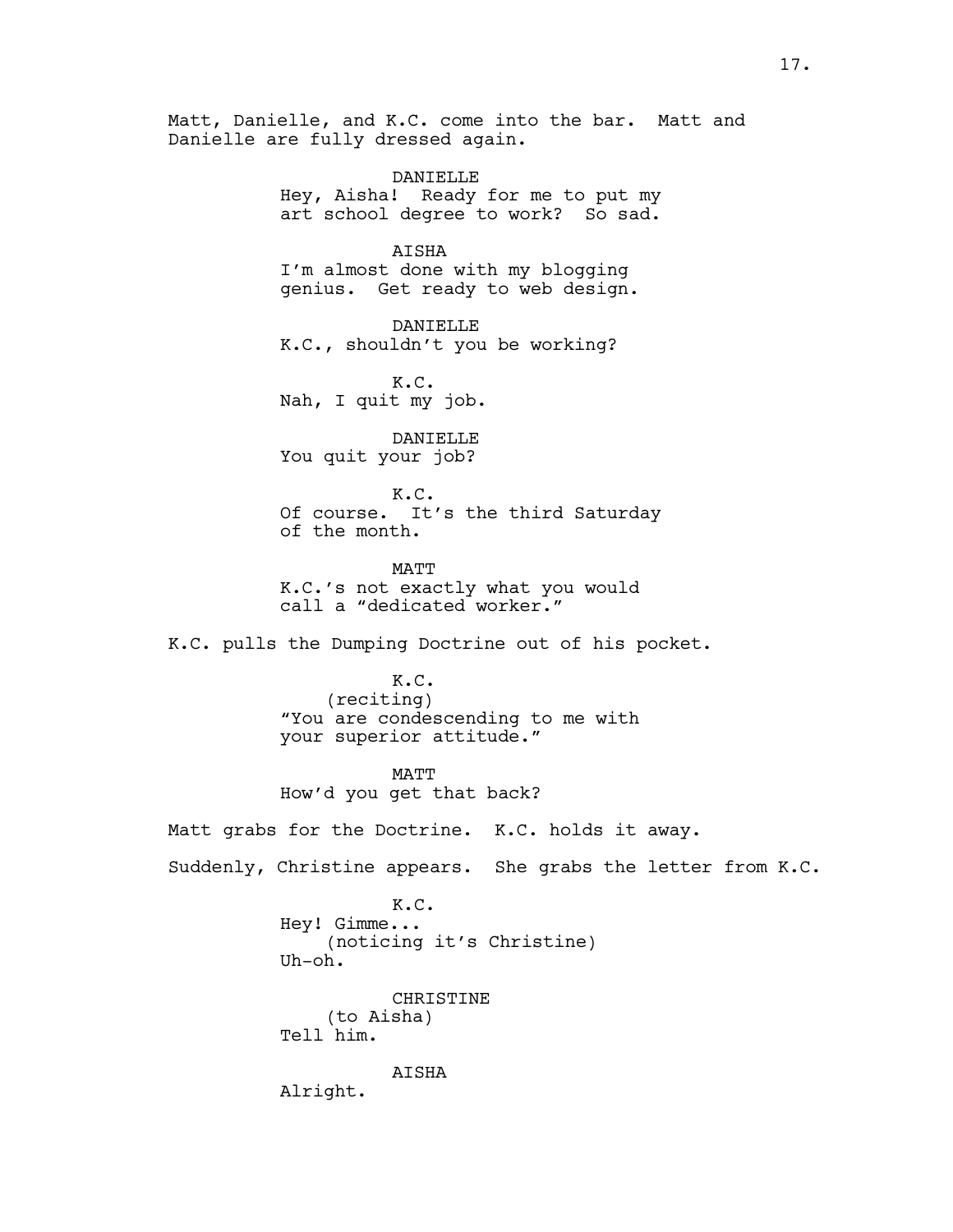Matt, Danielle, and K.C. come into the bar. Matt and Danielle are fully dressed again.

DANIELLE
Hey, Aisha! Ready for me to put my art school degree to work? So sad.

AISHA
I'm almost done with my blogging genius. Get ready to web design.

DANIELLE
K.C., shouldn't you be working?

K.C.
Nah, I quit my job.

DANIELLE
You quit your job?

K.C.
Of course. It's the third Saturday of the month.

MATT
K.C.'s not exactly what you would call a "dedicated worker."

K.C. pulls the Dumping Doctrine out of his pocket.

K.C.
(reciting)
"You are condescending to me with your superior attitude."

MATT
How'd you get that back?

Matt grabs for the Doctrine. K.C. holds it away.

Suddenly, Christine appears. She grabs the letter from K.C.

K.C.
Hey! Gimme...
(noticing it's Christine)
Uh-oh.

CHRISTINE
(to Aisha)
Tell him.

AISHA
Alright.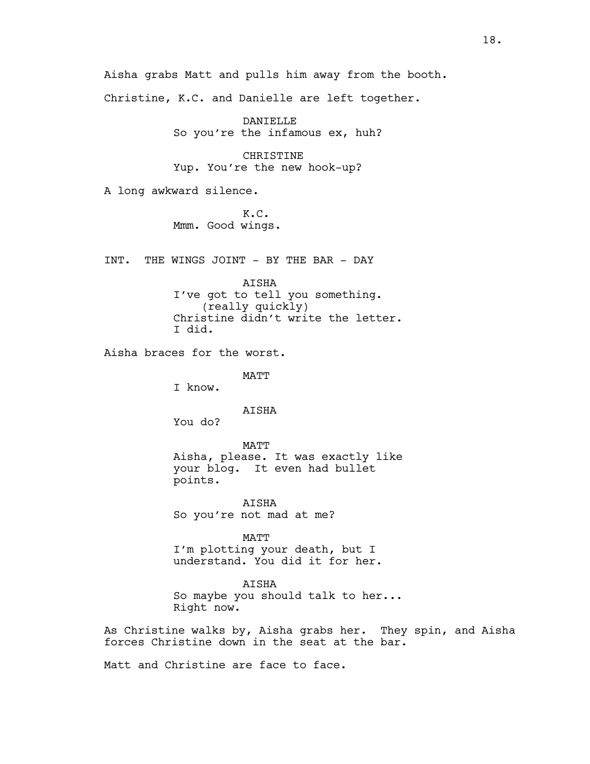Aisha grabs Matt and pulls him away from the booth.

Christine, K.C. and Danielle are left together.

DANIELLE
So you're the infamous ex, huh?

CHRISTINE
Yup. You're the new hook-up?

A long awkward silence.

K.C.
Mmm. Good wings.

INT. THE WINGS JOINT - BY THE BAR - DAY

AISHA
I've got to tell you something.
(really quickly)
Christine didn't write the letter.
I did.

Aisha braces for the worst.

MATT
I know.

AISHA
You do?

MATT
Aisha, please. It was exactly like your blog. It even had bullet points.

AISHA
So you're not mad at me?

MATT
I'm plotting your death, but I understand. You did it for her.

AISHA
So maybe you should talk to her...
Right now.

As Christine walks by, Aisha grabs her. They spin, and Aisha forces Christine down in the seat at the bar.

Matt and Christine are face to face.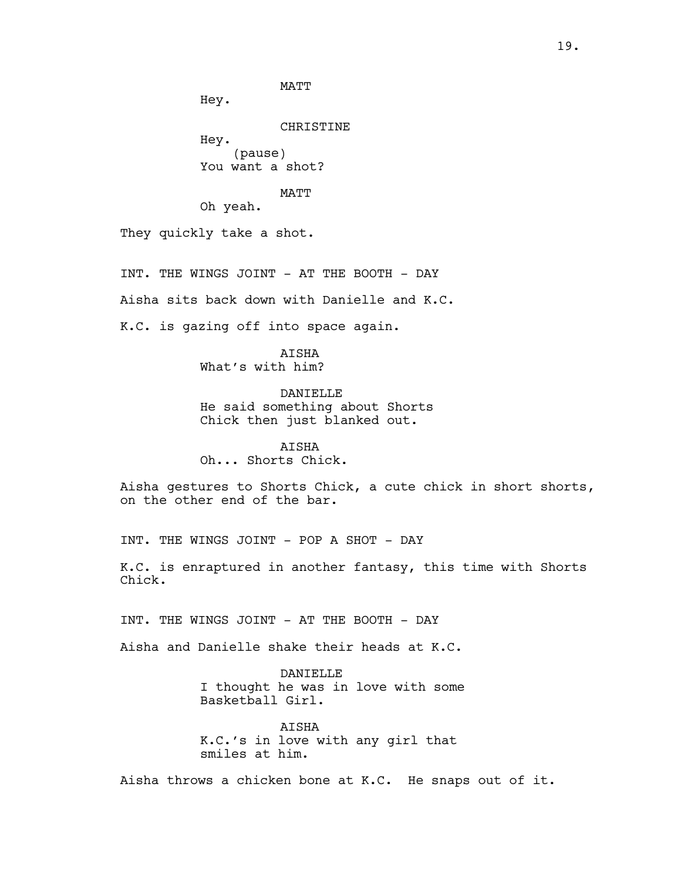MATT

Hey.

CHRISTINE

Hey.

(pause)

You want a shot?

MATT

Oh yeah.

They quickly take a shot.

INT. THE WINGS JOINT - AT THE BOOTH - DAY

Aisha sits back down with Danielle and K.C.

K.C. is gazing off into space again.

AISHA

What's with him?

DANIELLE

He said something about Shorts Chick then just blanked out.

AISHA

Oh... Shorts Chick.

Aisha gestures to Shorts Chick, a cute chick in short shorts, on the other end of the bar.

INT. THE WINGS JOINT - POP A SHOT - DAY

K.C. is enraptured in another fantasy, this time with Shorts Chick.

INT. THE WINGS JOINT - AT THE BOOTH - DAY

Aisha and Danielle shake their heads at K.C.

DANIELLE

I thought he was in love with some Basketball Girl.

AISHA

K.C.'s in love with any girl that smiles at him.

Aisha throws a chicken bone at K.C. He snaps out of it.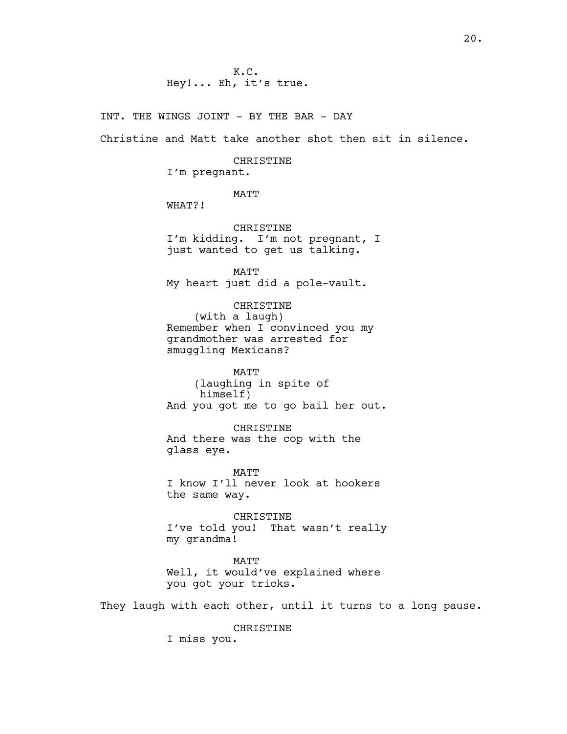K.C.
Hey!... Eh, it's true.

INT. THE WINGS JOINT - BY THE BAR - DAY

Christine and Matt take another shot then sit in silence.

CHRISTINE
I'm pregnant.

MATT
WHAT?!

CHRISTINE
I'm kidding. I'm not pregnant, I just wanted to get us talking.

MATT
My heart just did a pole-vault.

CHRISTINE
(with a laugh)
Remember when I convinced you my grandmother was arrested for smuggling Mexicans?

MATT
(laughing in spite of himself)
And you got me to go bail her out.

CHRISTINE
And there was the cop with the glass eye.

MATT
I know I'll never look at hookers the same way.

CHRISTINE
I've told you! That wasn't really my grandma!

MATT
Well, it would've explained where you got your tricks.

They laugh with each other, until it turns to a long pause.

CHRISTINE
I miss you.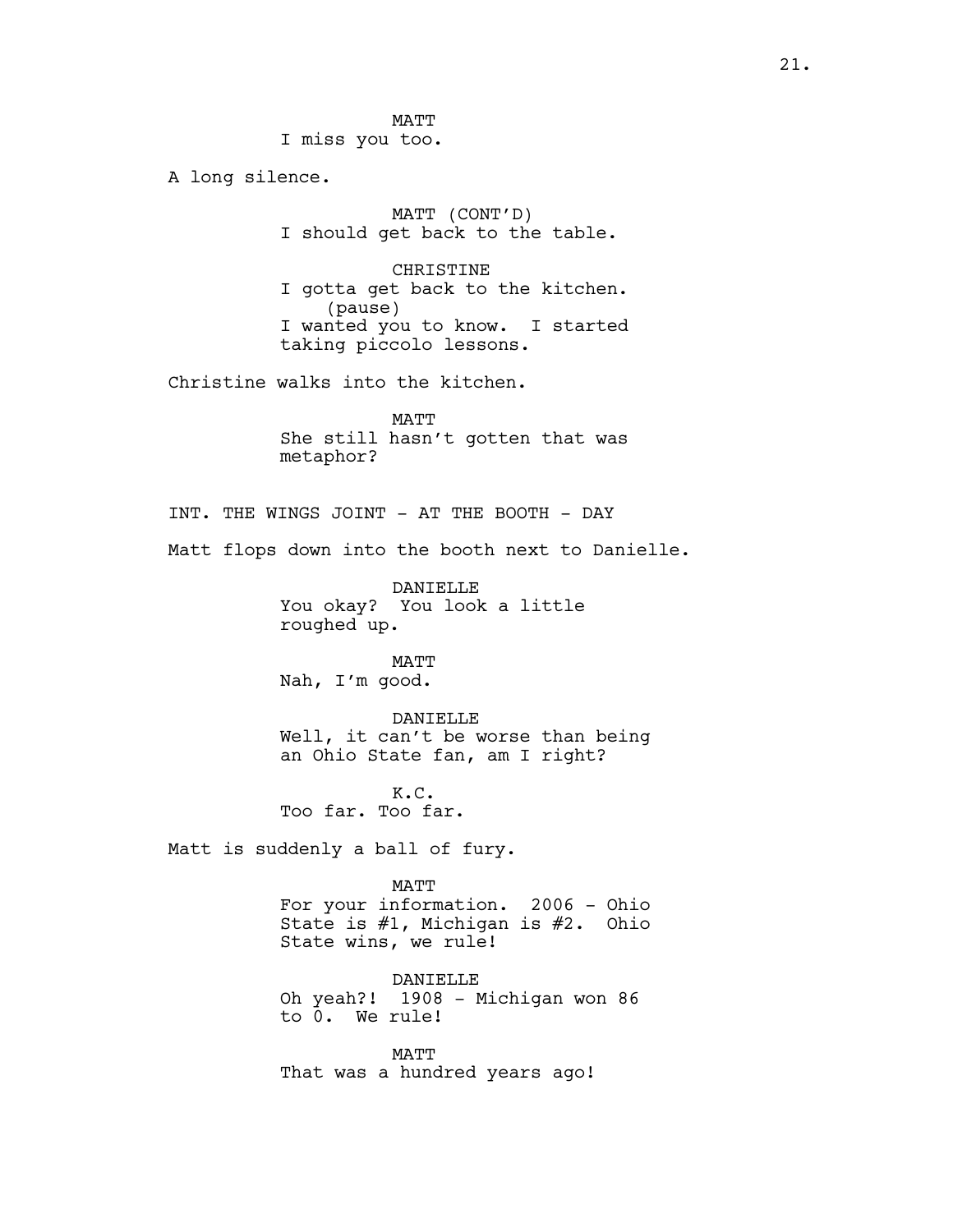MATT
I miss you too.

A long silence.

MATT (CONT'D)
I should get back to the table.

CHRISTINE
I gotta get back to the kitchen.
(pause)
I wanted you to know. I started taking piccolo lessons.

Christine walks into the kitchen.

MATT
She still hasn't gotten that was metaphor?

INT. THE WINGS JOINT - AT THE BOOTH - DAY

Matt flops down into the booth next to Danielle.

DANIELLE
You okay? You look a little roughed up.

MATT
Nah, I'm good.

DANIELLE
Well, it can't be worse than being an Ohio State fan, am I right?

K.C.
Too far. Too far.

Matt is suddenly a ball of fury.

MATT
For your information. 2006 - Ohio State is #1, Michigan is #2. Ohio State wins, we rule!

DANIELLE
Oh yeah?! 1908 - Michigan won 86 to 0. We rule!

MATT
That was a hundred years ago!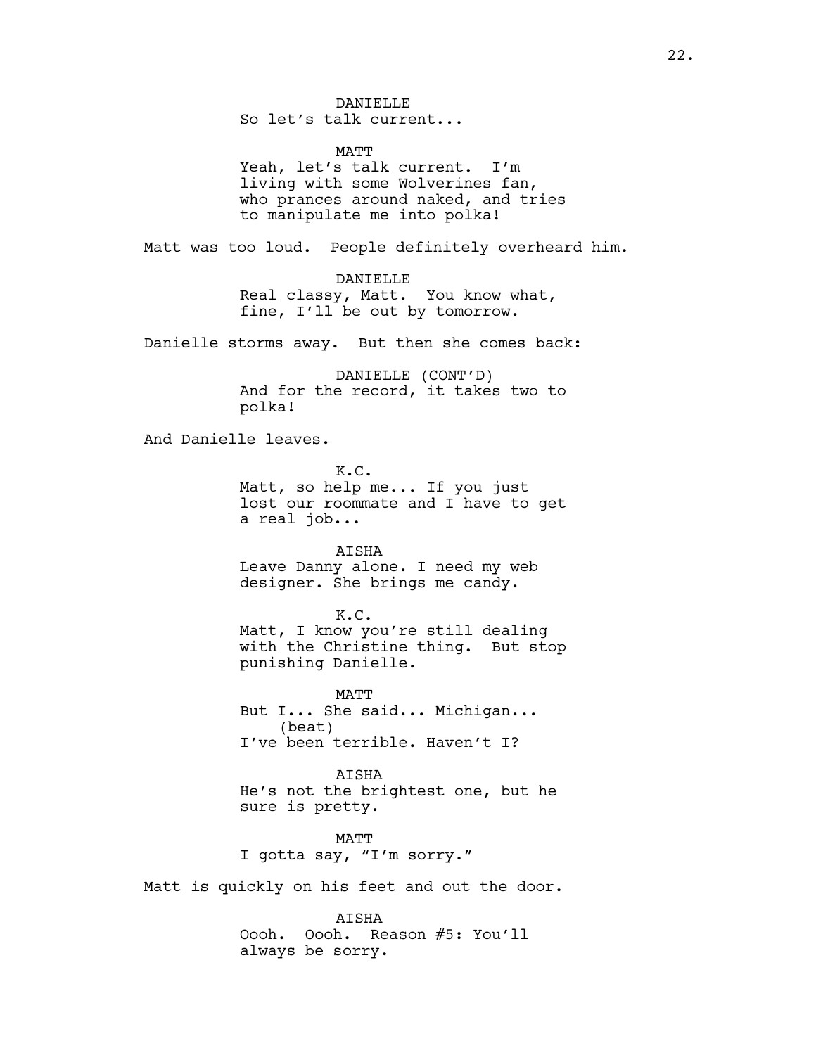DANIELLE
So let's talk current...

MATT
Yeah, let's talk current. I'm living with some Wolverines fan, who prances around naked, and tries to manipulate me into polka!

Matt was too loud. People definitely overheard him.

DANIELLE
Real classy, Matt. You know what, fine, I'll be out by tomorrow.

Danielle storms away. But then she comes back:

DANIELLE (CONT'D)
And for the record, it takes two to polka!

And Danielle leaves.

K.C.
Matt, so help me... If you just lost our roommate and I have to get a real job...

AISHA
Leave Danny alone. I need my web designer. She brings me candy.

K.C.
Matt, I know you're still dealing with the Christine thing. But stop punishing Danielle.

MATT
But I... She said... Michigan...
(beat)
I've been terrible. Haven't I?

AISHA
He's not the brightest one, but he sure is pretty.

MATT
I gotta say, "I'm sorry."

Matt is quickly on his feet and out the door.

AISHA
Oooh. Oooh. Reason #5: You'll always be sorry.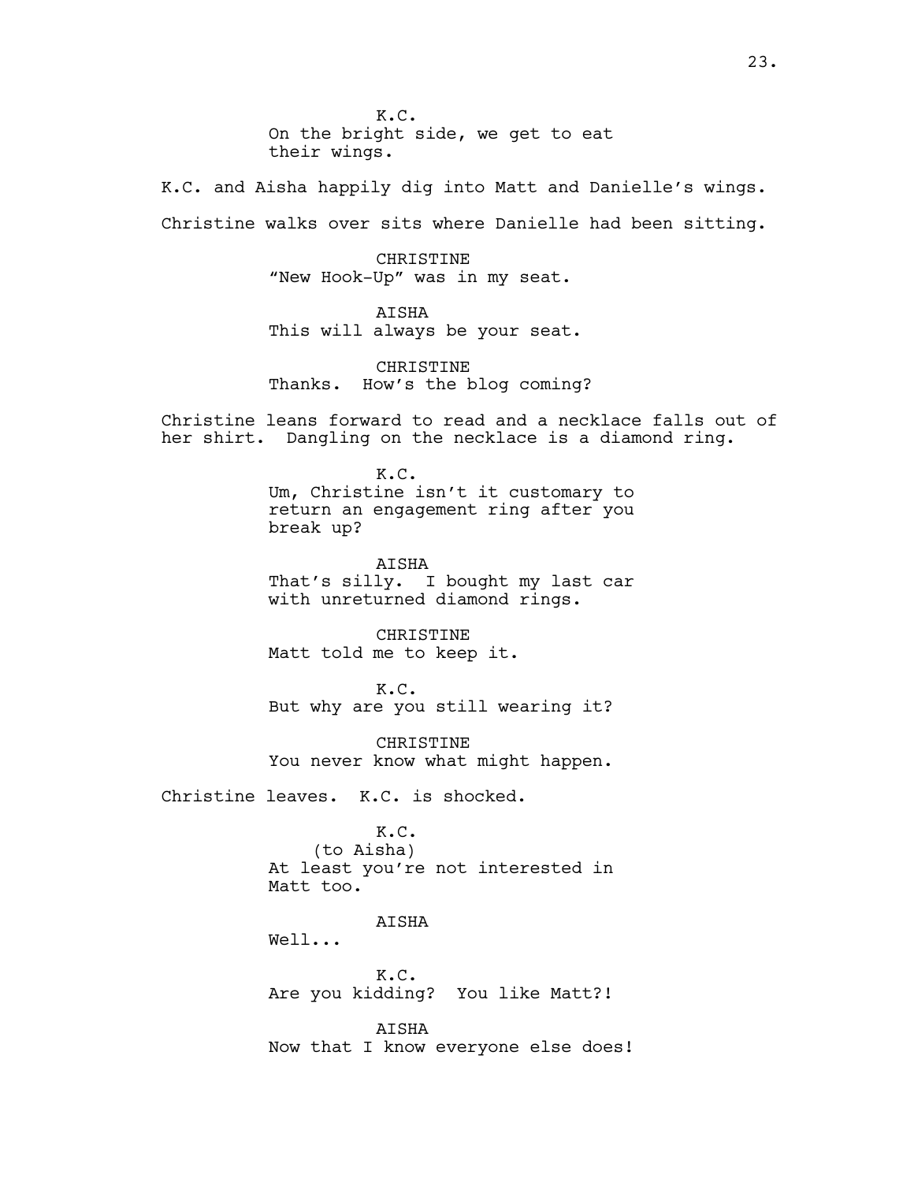K.C.
On the bright side, we get to eat their wings.

K.C. and Aisha happily dig into Matt and Danielle's wings.

Christine walks over sits where Danielle had been sitting.

CHRISTINE
"New Hook-Up" was in my seat.

AISHA
This will always be your seat.

CHRISTINE
Thanks. How's the blog coming?

Christine leans forward to read and a necklace falls out of her shirt. Dangling on the necklace is a diamond ring.

K.C.
Um, Christine isn't it customary to return an engagement ring after you break up?

AISHA
That's silly. I bought my last car with unreturned diamond rings.

CHRISTINE
Matt told me to keep it.

K.C.
But why are you still wearing it?

CHRISTINE
You never know what might happen.

Christine leaves. K.C. is shocked.

K.C.
(to Aisha)
At least you're not interested in Matt too.

AISHA
Well...

K.C.
Are you kidding? You like Matt?!

AISHA
Now that I know everyone else does!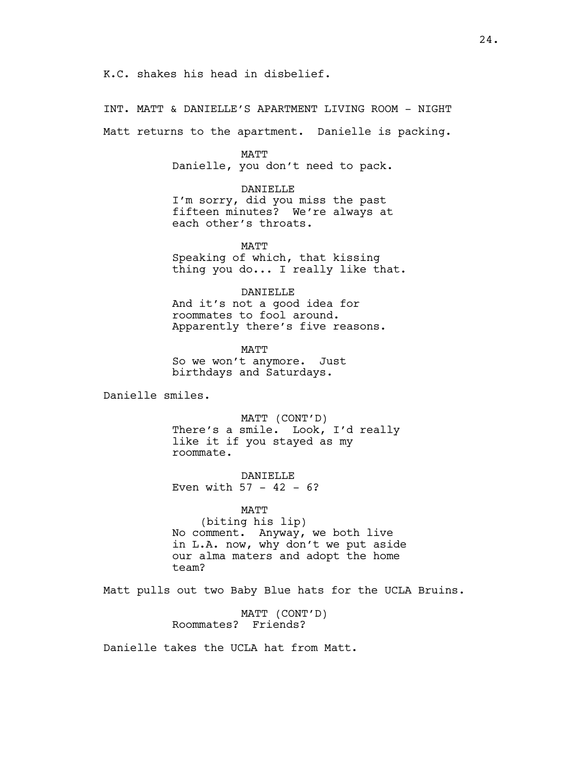K.C. shakes his head in disbelief.

INT. MATT & DANIELLE'S APARTMENT LIVING ROOM - NIGHT

Matt returns to the apartment. Danielle is packing.

MATT
Danielle, you don't need to pack.

DANIELLE
I'm sorry, did you miss the past fifteen minutes? We're always at each other's throats.

MATT
Speaking of which, that kissing thing you do... I really like that.

DANIELLE
And it's not a good idea for roommates to fool around. Apparently there's five reasons.

MATT
So we won't anymore. Just birthdays and Saturdays.

Danielle smiles.

MATT (CONT'D)
There's a smile. Look, I'd really like it if you stayed as my roommate.

DANIELLE
Even with 57 - 42 - 6?

MATT
(biting his lip)
No comment. Anyway, we both live in L.A. now, why don't we put aside our alma maters and adopt the home team?

Matt pulls out two Baby Blue hats for the UCLA Bruins.

MATT (CONT'D)
Roommates? Friends?

Danielle takes the UCLA hat from Matt.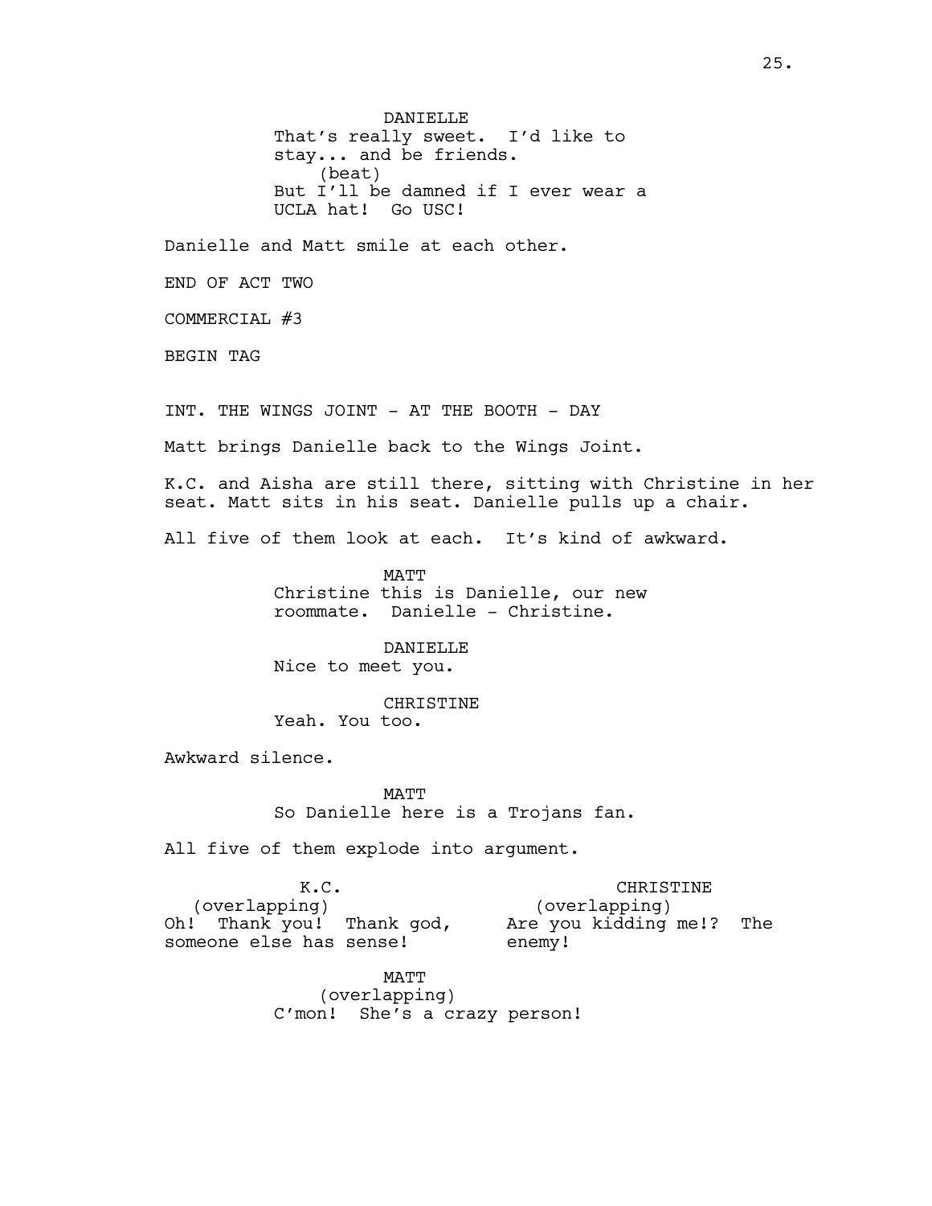DANIELLE
That's really sweet. I'd like to stay... and be friends.
(beat)
But I'll be damned if I ever wear a UCLA hat! Go USC!

Danielle and Matt smile at each other.

END OF ACT TWO

COMMERCIAL #3

BEGIN TAG

INT. THE WINGS JOINT - AT THE BOOTH - DAY

Matt brings Danielle back to the Wings Joint.

K.C. and Aisha are still there, sitting with Christine in her seat. Matt sits in his seat. Danielle pulls up a chair.

All five of them look at each. It's kind of awkward.

MATT
Christine this is Danielle, our new roommate. Danielle - Christine.

DANIELLE
Nice to meet you.

CHRISTINE
Yeah. You too.

Awkward silence.

MATT
So Danielle here is a Trojans fan.

All five of them explode into argument.

K.C.
(overlapping)
Oh! Thank you! Thank god, someone else has sense!

CHRISTINE
(overlapping)
Are you kidding me!? The enemy!

MATT
(overlapping)
C'mon! She's a crazy person!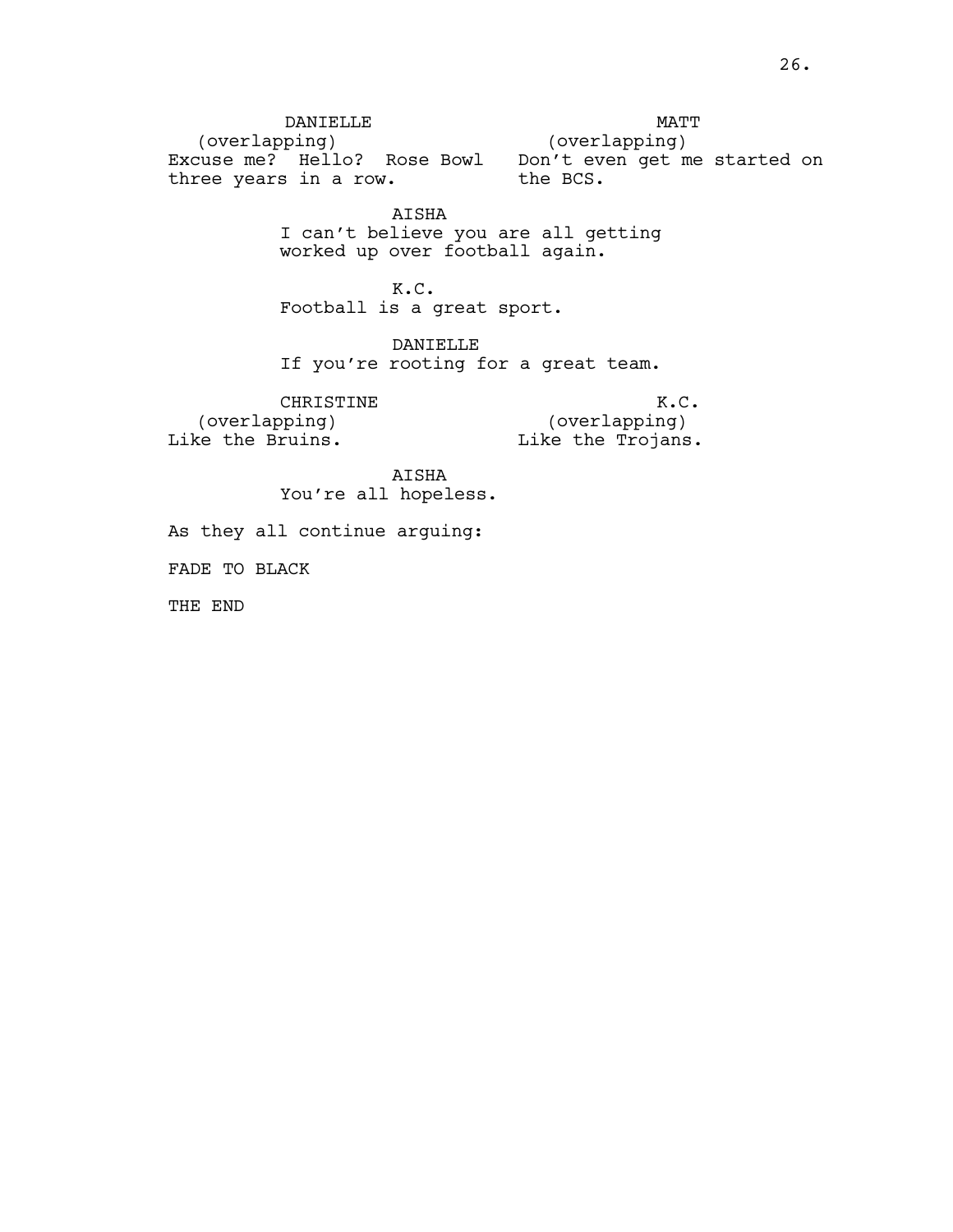DANIELLE
(overlapping)
Excuse me? Hello? Rose Bowl three years in a row.

MATT
(overlapping)
Don't even get me started on the BCS.

AISHA
I can't believe you are all getting worked up over football again.

K.C.
Football is a great sport.

DANIELLE
If you're rooting for a great team.

CHRISTINE
(overlapping)
Like the Bruins.

K.C.
(overlapping)
Like the Trojans.

AISHA
You're all hopeless.

As they all continue arguing:

FADE TO BLACK

THE END